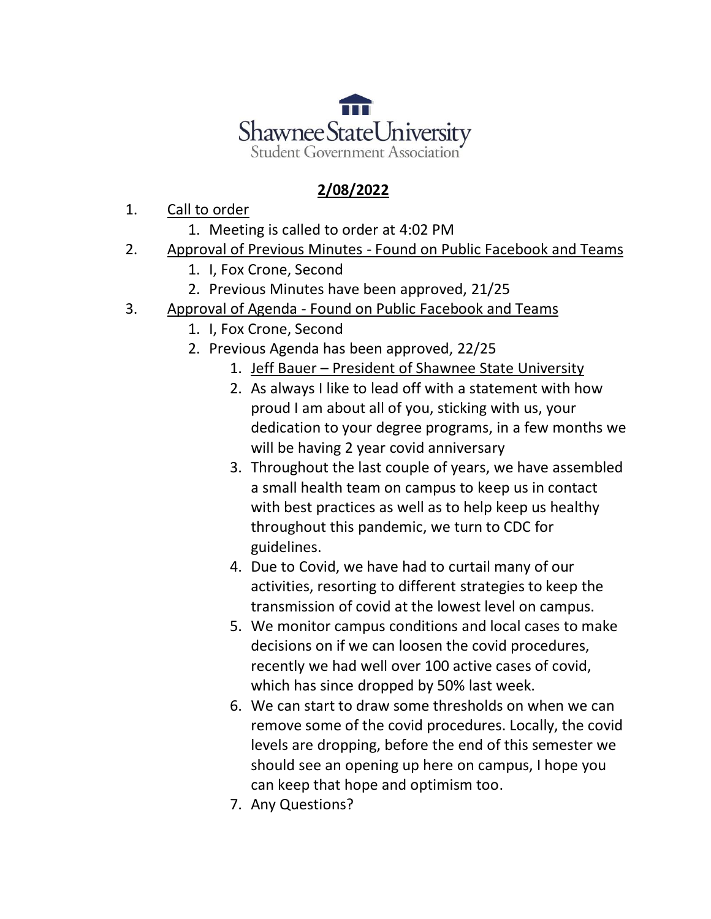Shawnee State University
Student Government Association

**2/08/2022**

1. Call to order
    1. Meeting is called to order at 4:02 PM
2. Approval of Previous Minutes - Found on Public Facebook and Teams
    1. I, Fox Crone, Second
    2. Previous Minutes have been approved, 21/25
3. Approval of Agenda - Found on Public Facebook and Teams
    1. I, Fox Crone, Second
    2. Previous Agenda has been approved, 22/25
        1. Jeff Bauer – President of Shawnee State University
        2. As always I like to lead off with a statement with how proud I am about all of you, sticking with us, your dedication to your degree programs, in a few months we will be having 2 year covid anniversary
        3. Throughout the last couple of years, we have assembled a small health team on campus to keep us in contact with best practices as well as to help keep us healthy throughout this pandemic, we turn to CDC for guidelines.
        4. Due to Covid, we have had to curtail many of our activities, resorting to different strategies to keep the transmission of covid at the lowest level on campus.
        5. We monitor campus conditions and local cases to make decisions on if we can loosen the covid procedures, recently we had well over 100 active cases of covid, which has since dropped by 50% last week.
        6. We can start to draw some thresholds on when we can remove some of the covid procedures. Locally, the covid levels are dropping, before the end of this semester we should see an opening up here on campus, I hope you can keep that hope and optimism too.
        7. Any Questions?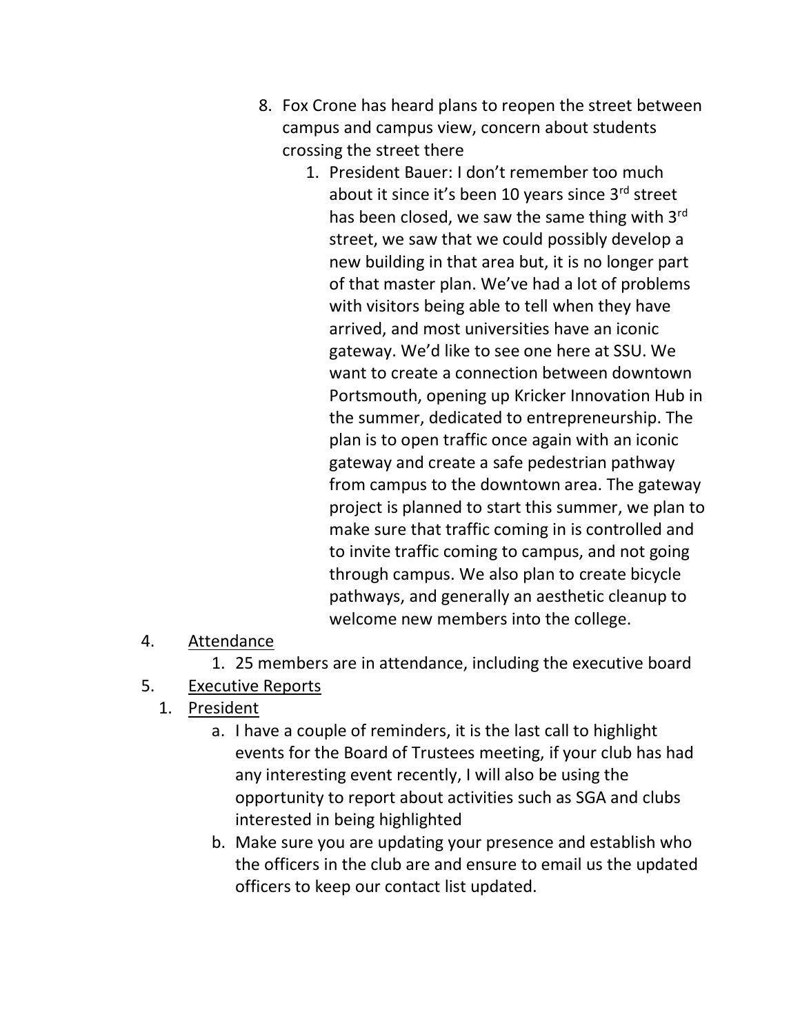8. Fox Crone has heard plans to reopen the street between campus and campus view, concern about students crossing the street there
    1. President Bauer: I don't remember too much about it since it's been 10 years since 3rd street has been closed, we saw the same thing with 3rd street, we saw that we could possibly develop a new building in that area but, it is no longer part of that master plan. We've had a lot of problems with visitors being able to tell when they have arrived, and most universities have an iconic gateway. We'd like to see one here at SSU. We want to create a connection between downtown Portsmouth, opening up Kricker Innovation Hub in the summer, dedicated to entrepreneurship. The plan is to open traffic once again with an iconic gateway and create a safe pedestrian pathway from campus to the downtown area. The gateway project is planned to start this summer, we plan to make sure that traffic coming in is controlled and to invite traffic coming to campus, and not going through campus. We also plan to create bicycle pathways, and generally an aesthetic cleanup to welcome new members into the college.

4. <u>Attendance</u>
    1. 25 members are in attendance, including the executive board

5. <u>Executive Reports</u>
    1. <u>President</u>
        a. I have a couple of reminders, it is the last call to highlight events for the Board of Trustees meeting, if your club has had any interesting event recently, I will also be using the opportunity to report about activities such as SGA and clubs interested in being highlighted
        b. Make sure you are updating your presence and establish who the officers in the club are and ensure to email us the updated officers to keep our contact list updated.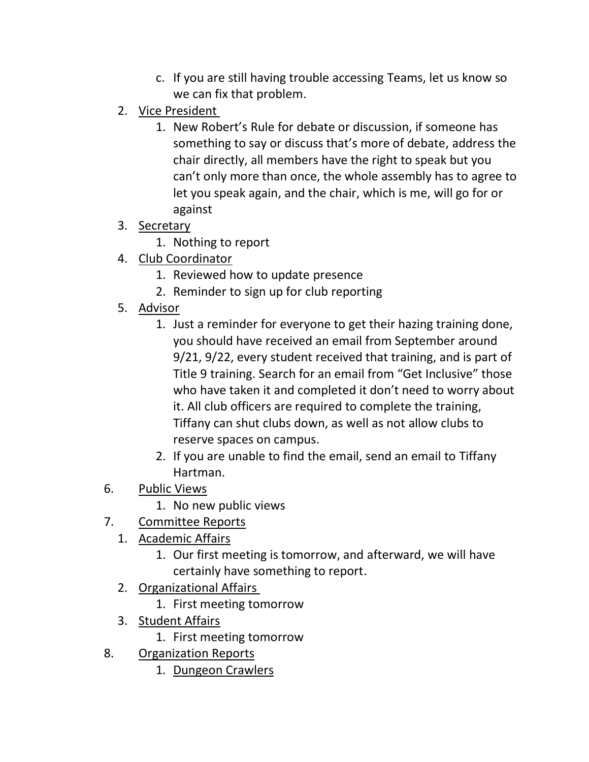c. If you are still having trouble accessing Teams, let us know so we can fix that problem.

2. Vice President
   1. New Robert's Rule for debate or discussion, if someone has something to say or discuss that's more of debate, address the chair directly, all members have the right to speak but you can't only more than once, the whole assembly has to agree to let you speak again, and the chair, which is me, will go for or against
3. Secretary
   1. Nothing to report
4. Club Coordinator
   1. Reviewed how to update presence
   2. Reminder to sign up for club reporting
5. Advisor
   1. Just a reminder for everyone to get their hazing training done, you should have received an email from September around 9/21, 9/22, every student received that training, and is part of Title 9 training. Search for an email from "Get Inclusive" those who have taken it and completed it don't need to worry about it. All club officers are required to complete the training, Tiffany can shut clubs down, as well as not allow clubs to reserve spaces on campus.
   2. If you are unable to find the email, send an email to Tiffany Hartman.

6. Public Views
   1. No new public views
7. Committee Reports
   1. Academic Affairs
      1. Our first meeting is tomorrow, and afterward, we will have certainly have something to report.
   2. Organizational Affairs
      1. First meeting tomorrow
   3. Student Affairs
      1. First meeting tomorrow
8. Organization Reports
   1. Dungeon Crawlers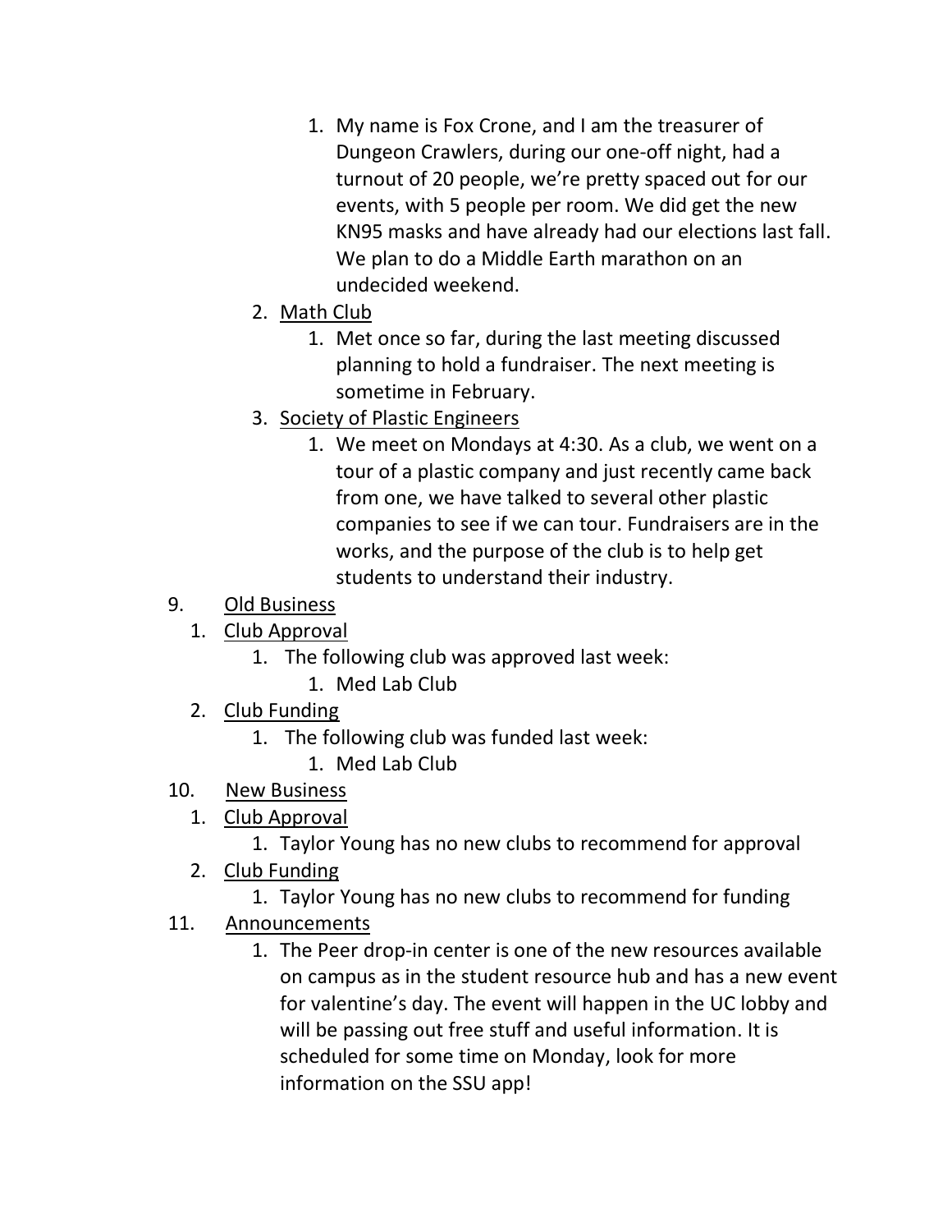1. My name is Fox Crone, and I am the treasurer of Dungeon Crawlers, during our one-off night, had a turnout of 20 people, we're pretty spaced out for our events, with 5 people per room. We did get the new KN95 masks and have already had our elections last fall. We plan to do a Middle Earth marathon on an undecided weekend.

2. <u>Math Club</u>
   1. Met once so far, during the last meeting discussed planning to hold a fundraiser. The next meeting is sometime in February.
3. <u>Society of Plastic Engineers</u>
   1. We meet on Mondays at 4:30. As a club, we went on a tour of a plastic company and just recently came back from one, we have talked to several other plastic companies to see if we can tour. Fundraisers are in the works, and the purpose of the club is to help get students to understand their industry.

9. <u>Old Business</u>
   1. <u>Club Approval</u>
      1. The following club was approved last week:
         1. Med Lab Club
   2. <u>Club Funding</u>
      1. The following club was funded last week:
         1. Med Lab Club
10. <u>New Business</u>
    1. <u>Club Approval</u>
       1. Taylor Young has no new clubs to recommend for approval
    2. <u>Club Funding</u>
       1. Taylor Young has no new clubs to recommend for funding
11. <u>Announcements</u>
    1. The Peer drop-in center is one of the new resources available on campus as in the student resource hub and has a new event for valentine's day. The event will happen in the UC lobby and will be passing out free stuff and useful information. It is scheduled for some time on Monday, look for more information on the SSU app!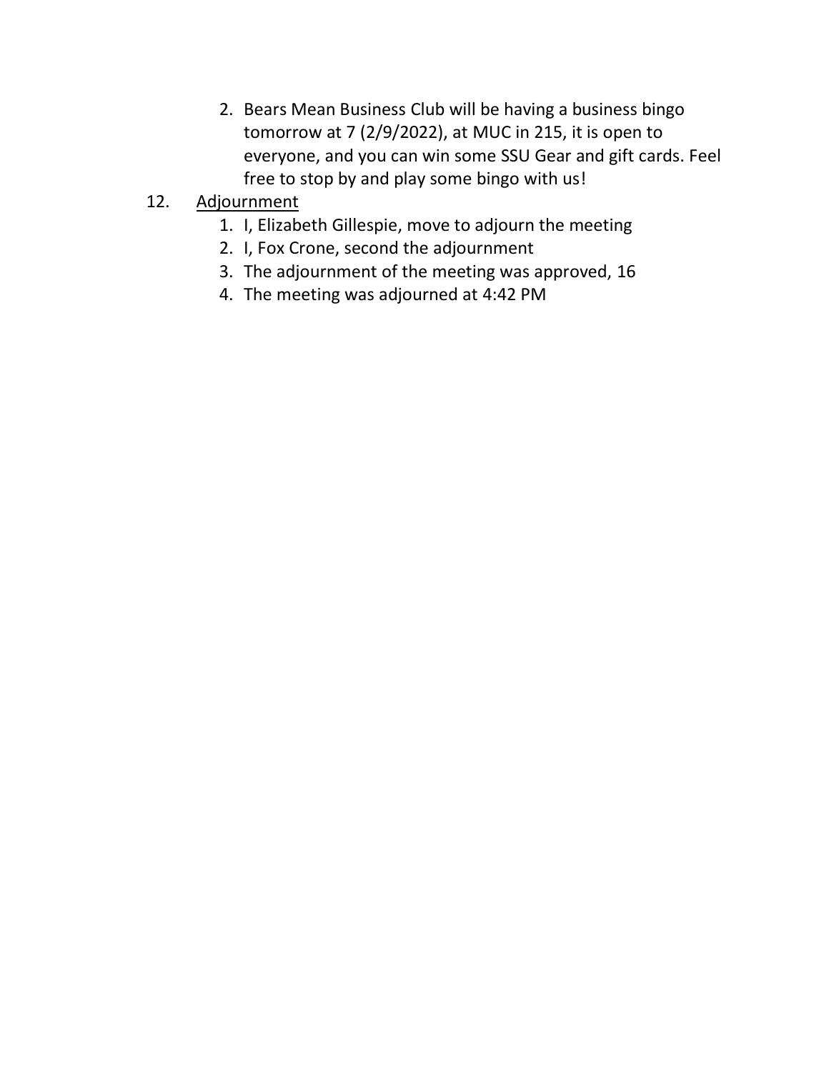2. Bears Mean Business Club will be having a business bingo tomorrow at 7 (2/9/2022), at MUC in 215, it is open to everyone, and you can win some SSU Gear and gift cards. Feel free to stop by and play some bingo with us!

12. Adjournment
    1. I, Elizabeth Gillespie, move to adjourn the meeting
    2. I, Fox Crone, second the adjournment
    3. The adjournment of the meeting was approved, 16
    4. The meeting was adjourned at 4:42 PM